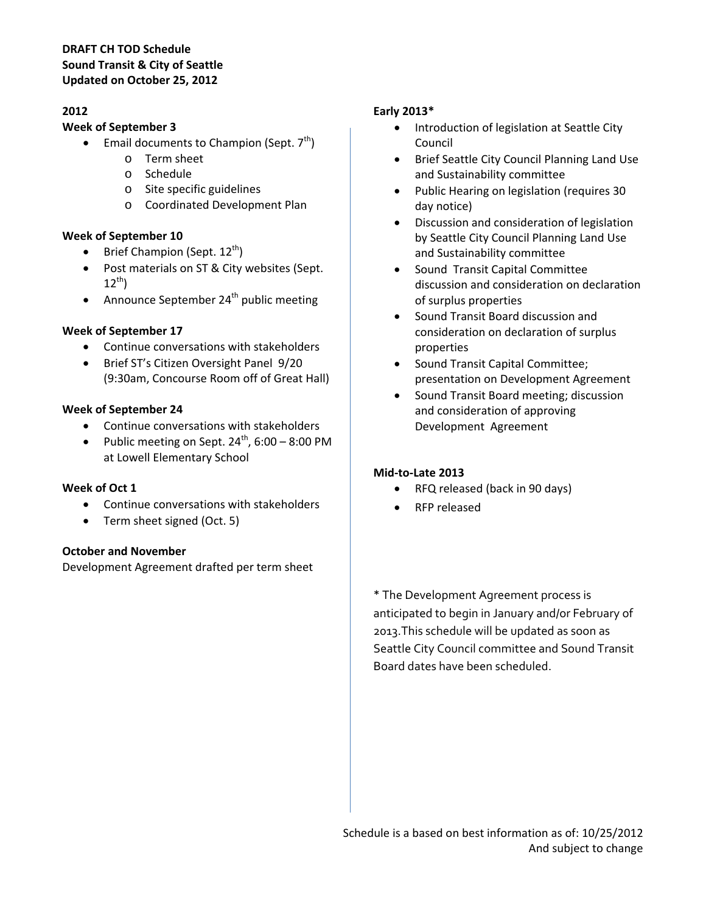**DRAFT CH TOD Schedule**
**Sound Transit & City of Seattle**
**Updated on October 25, 2012**

## 2012

**Week of September 3**

- Email documents to Champion (Sept. 7th)
  - Term sheet
  - Schedule
  - Site specific guidelines
  - Coordinated Development Plan

**Week of September 10**

- Brief Champion (Sept. 12th)
- Post materials on ST & City websites (Sept. 12th)
- Announce September 24th public meeting

**Week of September 17**

- Continue conversations with stakeholders
- Brief ST's Citizen Oversight Panel 9/20 (9:30am, Concourse Room off of Great Hall)

**Week of September 24**

- Continue conversations with stakeholders
- Public meeting on Sept. 24th, 6:00 – 8:00 PM at Lowell Elementary School

**Week of Oct 1**

- Continue conversations with stakeholders
- Term sheet signed (Oct. 5)

**October and November**

Development Agreement drafted per term sheet

**Early 2013***

- Introduction of legislation at Seattle City Council
- Brief Seattle City Council Planning Land Use and Sustainability committee
- Public Hearing on legislation (requires 30 day notice)
- Discussion and consideration of legislation by Seattle City Council Planning Land Use and Sustainability committee
- Sound Transit Capital Committee discussion and consideration on declaration of surplus properties
- Sound Transit Board discussion and consideration on declaration of surplus properties
- Sound Transit Capital Committee; presentation on Development Agreement
- Sound Transit Board meeting; discussion and consideration of approving Development Agreement

**Mid-to-Late 2013**

- RFQ released (back in 90 days)
- RFP released

* The Development Agreement process is anticipated to begin in January and/or February of 2013.This schedule will be updated as soon as Seattle City Council committee and Sound Transit Board dates have been scheduled.

Schedule is a based on best information as of: 10/25/2012
And subject to change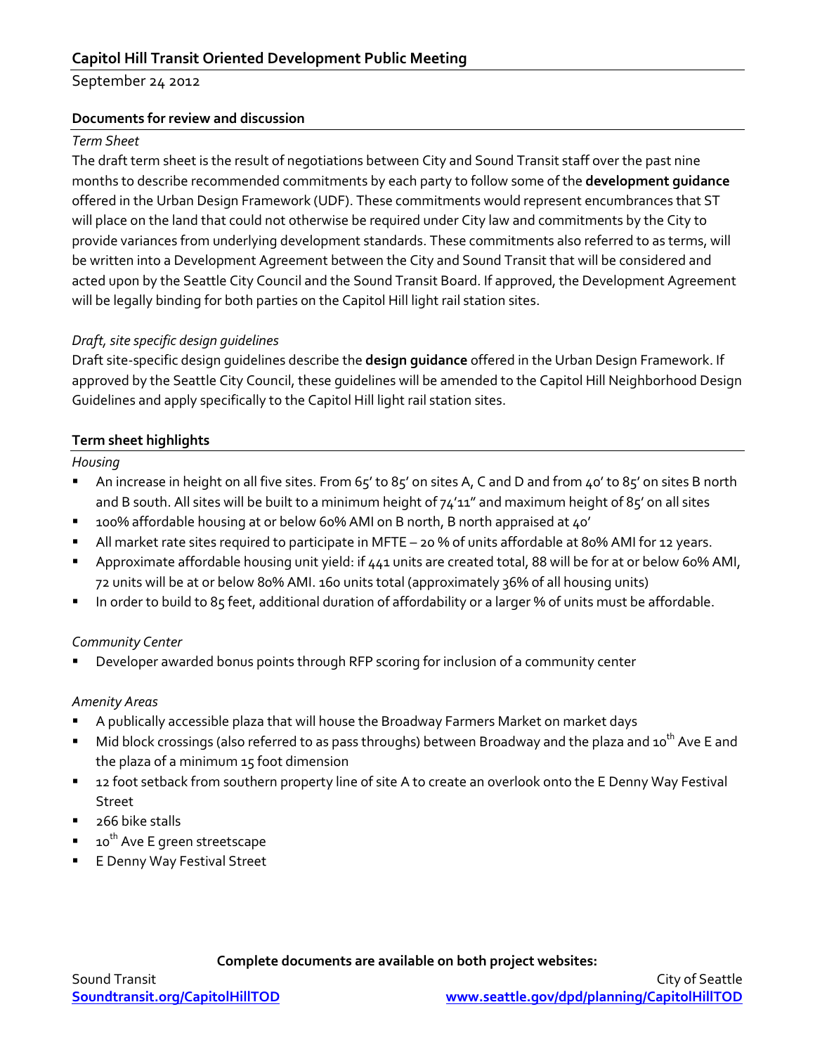## Capitol Hill Transit Oriented Development Public Meeting

September 24 2012

### Documents for review and discussion

*Term Sheet*

The draft term sheet is the result of negotiations between City and Sound Transit staff over the past nine months to describe recommended commitments by each party to follow some of the **development guidance** offered in the Urban Design Framework (UDF). These commitments would represent encumbrances that ST will place on the land that could not otherwise be required under City law and commitments by the City to provide variances from underlying development standards. These commitments also referred to as terms, will be written into a Development Agreement between the City and Sound Transit that will be considered and acted upon by the Seattle City Council and the Sound Transit Board. If approved, the Development Agreement will be legally binding for both parties on the Capitol Hill light rail station sites.

*Draft, site specific design guidelines*

Draft site-specific design guidelines describe the **design guidance** offered in the Urban Design Framework. If approved by the Seattle City Council, these guidelines will be amended to the Capitol Hill Neighborhood Design Guidelines and apply specifically to the Capitol Hill light rail station sites.

### Term sheet highlights

*Housing*

- An increase in height on all five sites. From 65' to 85' on sites A, C and D and from 40' to 85' on sites B north and B south. All sites will be built to a minimum height of 74'11" and maximum height of 85' on all sites
- 100% affordable housing at or below 60% AMI on B north, B north appraised at 40'
- All market rate sites required to participate in MFTE – 20 % of units affordable at 80% AMI for 12 years.
- Approximate affordable housing unit yield: if 441 units are created total, 88 will be for at or below 60% AMI, 72 units will be at or below 80% AMI. 160 units total (approximately 36% of all housing units)
- In order to build to 85 feet, additional duration of affordability or a larger % of units must be affordable.

*Community Center*

- Developer awarded bonus points through RFP scoring for inclusion of a community center

*Amenity Areas*

- A publically accessible plaza that will house the Broadway Farmers Market on market days
- Mid block crossings (also referred to as pass throughs) between Broadway and the plaza and 10th Ave E and the plaza of a minimum 15 foot dimension
- 12 foot setback from southern property line of site A to create an overlook onto the E Denny Way Festival Street
- 266 bike stalls
- 10th Ave E green streetscape
- E Denny Way Festival Street

**Complete documents are available on both project websites:**

Sound Transit
Soundtransit.org/CapitolHillTOD

City of Seattle
www.seattle.gov/dpd/planning/CapitolHillTOD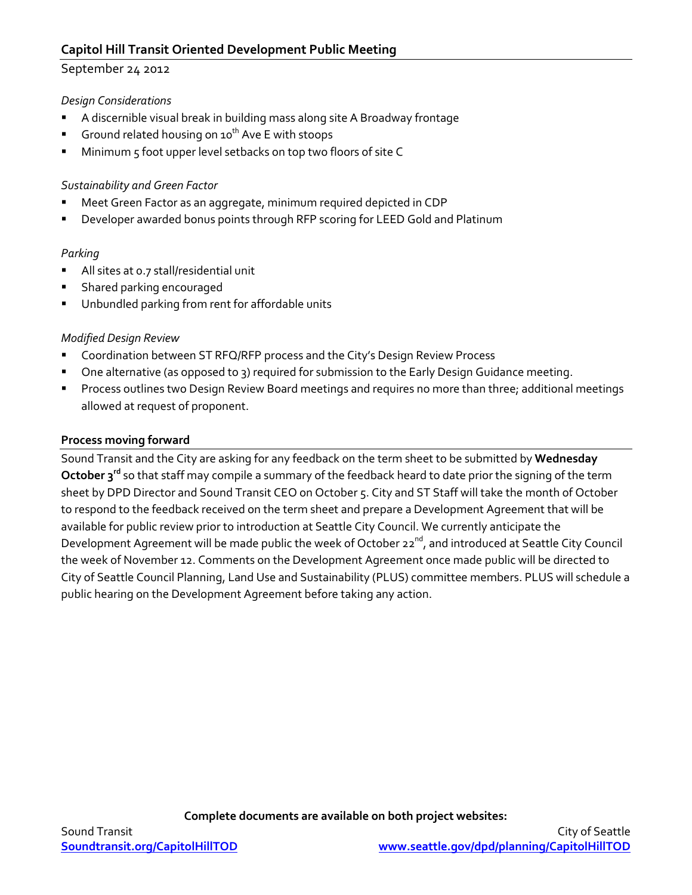## Capitol Hill Transit Oriented Development Public Meeting

September 24 2012

*Design Considerations*

- A discernible visual break in building mass along site A Broadway frontage
- Ground related housing on 10th Ave E with stoops
- Minimum 5 foot upper level setbacks on top two floors of site C

*Sustainability and Green Factor*

- Meet Green Factor as an aggregate, minimum required depicted in CDP
- Developer awarded bonus points through RFP scoring for LEED Gold and Platinum

*Parking*

- All sites at 0.7 stall/residential unit
- Shared parking encouraged
- Unbundled parking from rent for affordable units

*Modified Design Review*

- Coordination between ST RFQ/RFP process and the City's Design Review Process
- One alternative (as opposed to 3) required for submission to the Early Design Guidance meeting.
- Process outlines two Design Review Board meetings and requires no more than three; additional meetings allowed at request of proponent.

### Process moving forward

Sound Transit and the City are asking for any feedback on the term sheet to be submitted by **Wednesday October 3rd** so that staff may compile a summary of the feedback heard to date prior the signing of the term sheet by DPD Director and Sound Transit CEO on October 5. City and ST Staff will take the month of October to respond to the feedback received on the term sheet and prepare a Development Agreement that will be available for public review prior to introduction at Seattle City Council. We currently anticipate the Development Agreement will be made public the week of October 22nd, and introduced at Seattle City Council the week of November 12. Comments on the Development Agreement once made public will be directed to City of Seattle Council Planning, Land Use and Sustainability (PLUS) committee members. PLUS will schedule a public hearing on the Development Agreement before taking any action.

**Complete documents are available on both project websites:**

Sound Transit
[Soundtransit.org/CapitolHillTOD](Soundtransit.org/CapitolHillTOD)

City of Seattle
[www.seattle.gov/dpd/planning/CapitolHillTOD](www.seattle.gov/dpd/planning/CapitolHillTOD)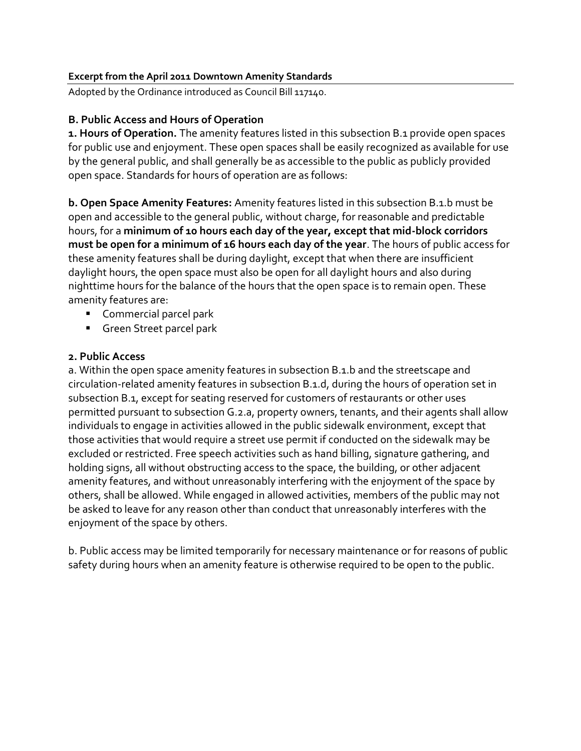**Excerpt from the April 2011 Downtown Amenity Standards**

Adopted by the Ordinance introduced as Council Bill 117140.

## B. Public Access and Hours of Operation

**1. Hours of Operation.** The amenity features listed in this subsection B.1 provide open spaces for public use and enjoyment. These open spaces shall be easily recognized as available for use by the general public, and shall generally be as accessible to the public as publicly provided open space. Standards for hours of operation are as follows:

**b. Open Space Amenity Features:** Amenity features listed in this subsection B.1.b must be open and accessible to the general public, without charge, for reasonable and predictable hours, for a **minimum of 10 hours each day of the year, except that mid-block corridors must be open for a minimum of 16 hours each day of the year**. The hours of public access for these amenity features shall be during daylight, except that when there are insufficient daylight hours, the open space must also be open for all daylight hours and also during nighttime hours for the balance of the hours that the open space is to remain open. These amenity features are:

- Commercial parcel park
- Green Street parcel park

**2. Public Access**

a. Within the open space amenity features in subsection B.1.b and the streetscape and circulation-related amenity features in subsection B.1.d, during the hours of operation set in subsection B.1, except for seating reserved for customers of restaurants or other uses permitted pursuant to subsection G.2.a, property owners, tenants, and their agents shall allow individuals to engage in activities allowed in the public sidewalk environment, except that those activities that would require a street use permit if conducted on the sidewalk may be excluded or restricted. Free speech activities such as hand billing, signature gathering, and holding signs, all without obstructing access to the space, the building, or other adjacent amenity features, and without unreasonably interfering with the enjoyment of the space by others, shall be allowed. While engaged in allowed activities, members of the public may not be asked to leave for any reason other than conduct that unreasonably interferes with the enjoyment of the space by others.

b. Public access may be limited temporarily for necessary maintenance or for reasons of public safety during hours when an amenity feature is otherwise required to be open to the public.